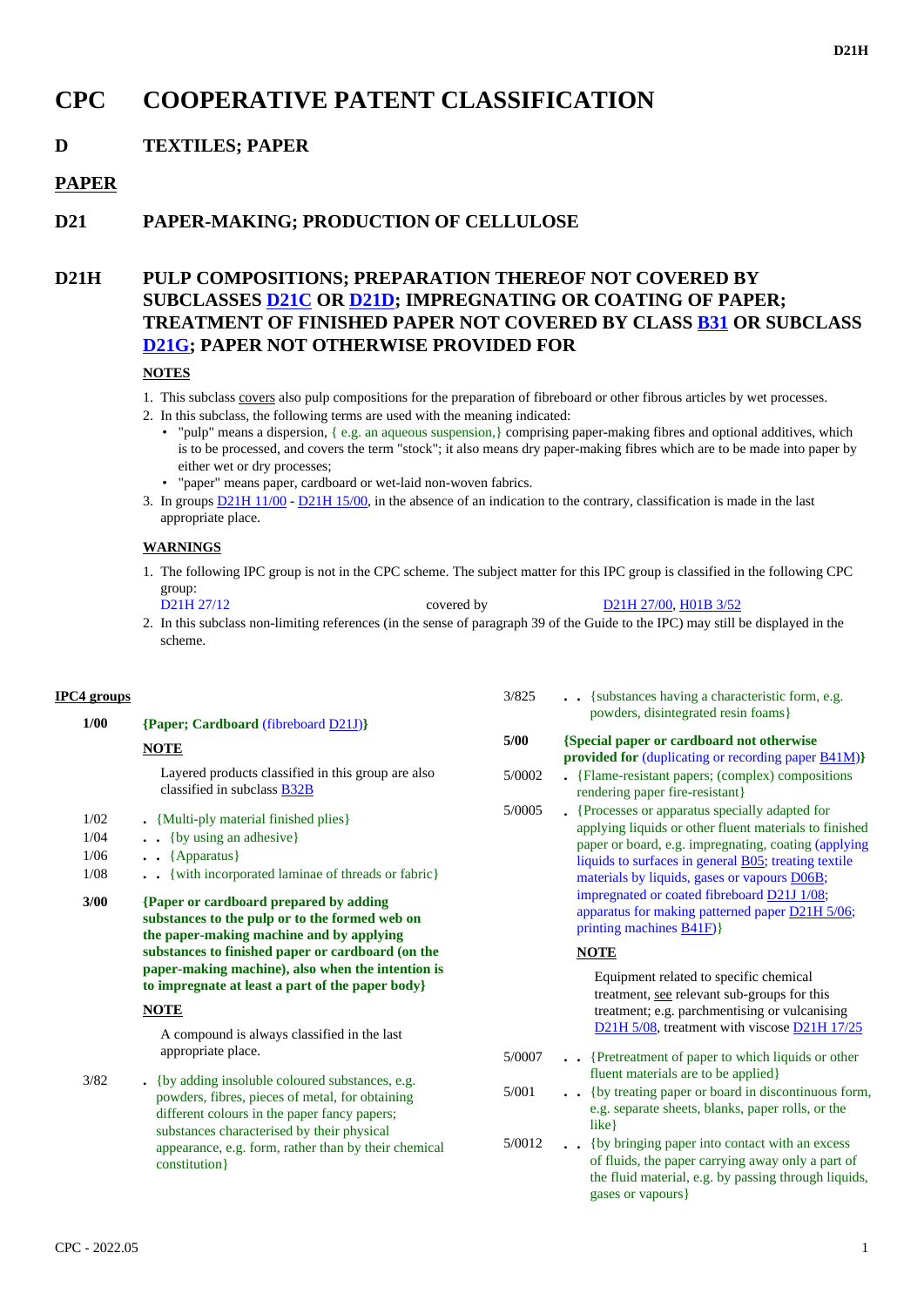# CPC COOPERATIVE PATENT CLASSIFICATION

## D TEXTILES; PAPER

## PAPER

## D21 PAPER-MAKING; PRODUCTION OF CELLULOSE

## D21H PULP COMPOSITIONS; PREPARATION THEREOF NOT COVERED BY SUBCLASSES D21C OR D21D; IMPREGNATING OR COATING OF PAPER; TREATMENT OF FINISHED PAPER NOT COVERED BY CLASS B31 OR SUBCLASS D21G; PAPER NOT OTHERWISE PROVIDED FOR

**NOTES**

1. This subclass covers also pulp compositions for the preparation of fibreboard or other fibrous articles by wet processes.
2. In this subclass, the following terms are used with the meaning indicated:
   - "pulp" means a dispersion, { e.g. an aqueous suspension,} comprising paper-making fibres and optional additives, which is to be processed, and covers the term "stock"; it also means dry paper-making fibres which are to be made into paper by either wet or dry processes;
   - "paper" means paper, cardboard or wet-laid non-woven fabrics.
3. In groups D21H 11/00 - D21H 15/00, in the absence of an indication to the contrary, classification is made in the last appropriate place.

**WARNINGS**

1. The following IPC group is not in the CPC scheme. The subject matter for this IPC group is classified in the following CPC group:

   D21H 27/12 covered by D21H 27/00, H01B 3/52

2. In this subclass non-limiting references (in the sense of paragraph 39 of the Guide to the IPC) may still be displayed in the scheme.

**IPC4 groups**

**1/00** **{Paper; Cardboard** (fibreboard D21J)**}**

**NOTE**

Layered products classified in this group are also classified in subclass B32B

1/02 . {Multi-ply material finished plies}

1/04 . . {by using an adhesive}

1/06 . . {Apparatus}

1/08 . . {with incorporated laminae of threads or fabric}

**3/00** **{Paper or cardboard prepared by adding substances to the pulp or to the formed web on the paper-making machine and by applying substances to finished paper or cardboard (on the paper-making machine), also when the intention is to impregnate at least a part of the paper body}**

**NOTE**

A compound is always classified in the last appropriate place.

3/82 . {by adding insoluble coloured substances, e.g. powders, fibres, pieces of metal, for obtaining different colours in the paper fancy papers; substances characterised by their physical appearance, e.g. form, rather than by their chemical constitution}

3/825 . . {substances having a characteristic form, e.g. powders, disintegrated resin foams}

**5/00** **{Special paper or cardboard not otherwise provided for** (duplicating or recording paper B41M)**}**

5/0002 . {Flame-resistant papers; (complex) compositions rendering paper fire-resistant}

5/0005 . {Processes or apparatus specially adapted for applying liquids or other fluent materials to finished paper or board, e.g. impregnating, coating (applying liquids to surfaces in general B05; treating textile materials by liquids, gases or vapours D06B; impregnated or coated fibreboard D21J 1/08; apparatus for making patterned paper D21H 5/06; printing machines B41F)}

**NOTE**

Equipment related to specific chemical treatment, see relevant sub-groups for this treatment; e.g. parchmentising or vulcanising D21H 5/08, treatment with viscose D21H 17/25

5/0007 . . {Pretreatment of paper to which liquids or other fluent materials are to be applied}

5/001 . . {by treating paper or board in discontinuous form, e.g. separate sheets, blanks, paper rolls, or the like}

5/0012 . . {by bringing paper into contact with an excess of fluids, the paper carrying away only a part of the fluid material, e.g. by passing through liquids, gases or vapours}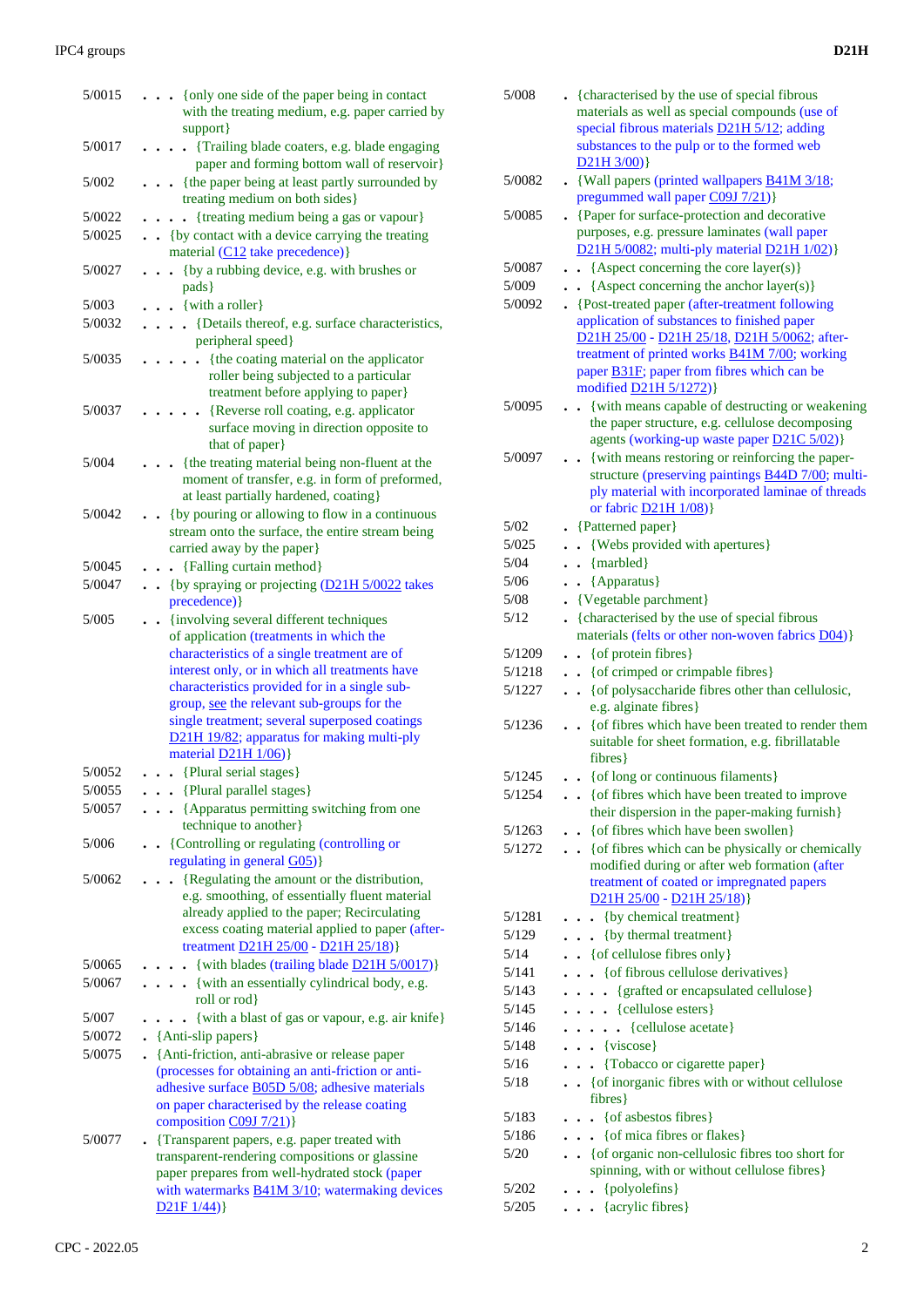| | |
|---|---|
| 5/0015 | . . . {only one side of the paper being in contact with the treating medium, e.g. paper carried by support} |
| 5/0017 | . . . . {Trailing blade coaters, e.g. blade engaging paper and forming bottom wall of reservoir} |
| 5/002 | . . . {the paper being at least partly surrounded by treating medium on both sides} |
| 5/0022 | . . . . {treating medium being a gas or vapour} |
| 5/0025 | . . {by contact with a device carrying the treating material (C12 take precedence)} |
| 5/0027 | . . . {by a rubbing device, e.g. with brushes or pads} |
| 5/003 | . . . {with a roller} |
| 5/0032 | . . . . {Details thereof, e.g. surface characteristics, peripheral speed} |
| 5/0035 | . . . . . {the coating material on the applicator roller being subjected to a particular treatment before applying to paper} |
| 5/0037 | . . . . . {Reverse roll coating, e.g. applicator surface moving in direction opposite to that of paper} |
| 5/004 | . . . {the treating material being non-fluent at the moment of transfer, e.g. in form of preformed, at least partially hardened, coating} |
| 5/0042 | . . {by pouring or allowing to flow in a continuous stream onto the surface, the entire stream being carried away by the paper} |
| 5/0045 | . . . {Falling curtain method} |
| 5/0047 | . . {by spraying or projecting (D21H 5/0022 takes precedence)} |
| 5/005 | . . {involving several different techniques of application (treatments in which the characteristics of a single treatment are of interest only, or in which all treatments have characteristics provided for in a single sub-group, see the relevant sub-groups for the single treatment; several superposed coatings D21H 19/82; apparatus for making multi-ply material D21H 1/06)} |
| 5/0052 | . . . {Plural serial stages} |
| 5/0055 | . . . {Plural parallel stages} |
| 5/0057 | . . . {Apparatus permitting switching from one technique to another} |
| 5/006 | . . {Controlling or regulating (controlling or regulating in general G05)} |
| 5/0062 | . . . {Regulating the amount or the distribution, e.g. smoothing, of essentially fluent material already applied to the paper; Recirculating excess coating material applied to paper (after-treatment D21H 25/00 - D21H 25/18)} |
| 5/0065 | . . . . {with blades (trailing blade D21H 5/0017)} |
| 5/0067 | . . . . {with an essentially cylindrical body, e.g. roll or rod} |
| 5/007 | . . . . {with a blast of gas or vapour, e.g. air knife} |
| 5/0072 | . {Anti-slip papers} |
| 5/0075 | . {Anti-friction, anti-abrasive or release paper (processes for obtaining an anti-friction or anti-adhesive surface B05D 5/08; adhesive materials on paper characterised by the release coating composition C09J 7/21)} |
| 5/0077 | . {Transparent papers, e.g. paper treated with transparent-rendering compositions or glassine paper prepares from well-hydrated stock (paper with watermarks B41M 3/10; watermarking devices D21F 1/44)} |
| 5/008 | . {characterised by the use of special fibrous materials as well as special compounds (use of special fibrous materials D21H 5/12; adding substances to the pulp or to the formed web D21H 3/00)} |
| 5/0082 | . {Wall papers (printed wallpapers B41M 3/18; pregummed wall paper C09J 7/21)} |
| 5/0085 | . {Paper for surface-protection and decorative purposes, e.g. pressure laminates (wall paper D21H 5/0082; multi-ply material D21H 1/02)} |
| 5/0087 | . . {Aspect concerning the core layer(s)} |
| 5/009 | . . {Aspect concerning the anchor layer(s)} |
| 5/0092 | . {Post-treated paper (after-treatment following application of substances to finished paper D21H 25/00 - D21H 25/18, D21H 5/0062; after-treatment of printed works B41M 7/00; working paper B31F; paper from fibres which can be modified D21H 5/1272)} |
| 5/0095 | . . {with means capable of destructing or weakening the paper structure, e.g. cellulose decomposing agents (working-up waste paper D21C 5/02)} |
| 5/0097 | . . {with means restoring or reinforcing the paper-structure (preserving paintings B44D 7/00; multi-ply material with incorporated laminae of threads or fabric D21H 1/08)} |
| 5/02 | . {Patterned paper} |
| 5/025 | . . {Webs provided with apertures} |
| 5/04 | . . {marbled} |
| 5/06 | . . {Apparatus} |
| 5/08 | . {Vegetable parchment} |
| 5/12 | . {characterised by the use of special fibrous materials (felts or other non-woven fabrics D04)} |
| 5/1209 | . . {of protein fibres} |
| 5/1218 | . . {of crimped or crimpable fibres} |
| 5/1227 | . . {of polysaccharide fibres other than cellulosic, e.g. alginate fibres} |
| 5/1236 | . . {of fibres which have been treated to render them suitable for sheet formation, e.g. fibrillatable fibres} |
| 5/1245 | . . {of long or continuous filaments} |
| 5/1254 | . . {of fibres which have been treated to improve their dispersion in the paper-making furnish} |
| 5/1263 | . . {of fibres which have been swollen} |
| 5/1272 | . . {of fibres which can be physically or chemically modified during or after web formation (after treatment of coated or impregnated papers D21H 25/00 - D21H 25/18)} |
| 5/1281 | . . . {by chemical treatment} |
| 5/129 | . . . {by thermal treatment} |
| 5/14 | . . {of cellulose fibres only} |
| 5/141 | . . . {of fibrous cellulose derivatives} |
| 5/143 | . . . . {grafted or encapsulated cellulose} |
| 5/145 | . . . . {cellulose esters} |
| 5/146 | . . . . . {cellulose acetate} |
| 5/148 | . . . {viscose} |
| 5/16 | . . . {Tobacco or cigarette paper} |
| 5/18 | . . {of inorganic fibres with or without cellulose fibres} |
| 5/183 | . . . {of asbestos fibres} |
| 5/186 | . . . {of mica fibres or flakes} |
| 5/20 | . . {of organic non-cellulosic fibres too short for spinning, with or without cellulose fibres} |
| 5/202 | . . . {polyolefins} |
| 5/205 | . . . {acrylic fibres} |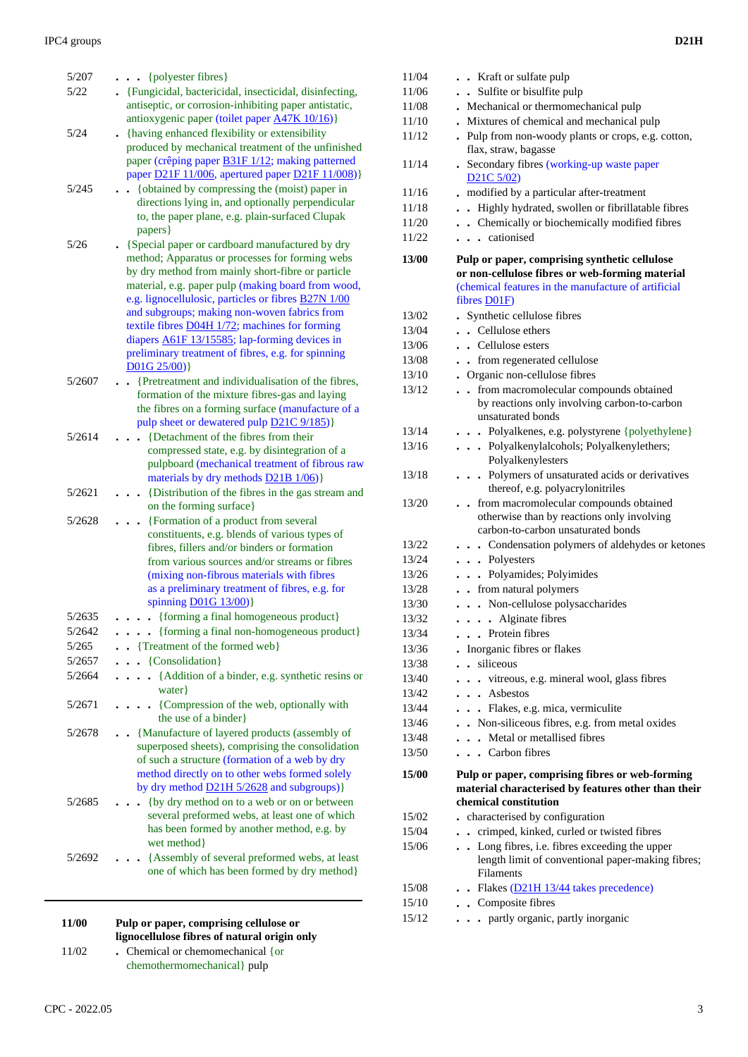| Group | Title |
|---|---|
| 5/207 | . . . {polyester fibres} |
| 5/22 | . {Fungicidal, bactericidal, insecticidal, disinfecting, antiseptic, or corrosion-inhibiting paper antistatic, antioxygenic paper (toilet paper A47K 10/16)} |
| 5/24 | . {having enhanced flexibility or extensibility produced by mechanical treatment of the unfinished paper (crêping paper B31F 1/12; making patterned paper D21F 11/006, apertured paper D21F 11/008)} |
| 5/245 | . . {obtained by compressing the (moist) paper in directions lying in, and optionally perpendicular to, the paper plane, e.g. plain-surfaced Clupak papers} |
| 5/26 | . {Special paper or cardboard manufactured by dry method; Apparatus or processes for forming webs by dry method from mainly short-fibre or particle material, e.g. paper pulp (making board from wood, e.g. lignocellulosic, particles or fibres B27N 1/00 and subgroups; making non-woven fabrics from textile fibres D04H 1/72; machines for forming diapers A61F 13/15585; lap-forming devices in preliminary treatment of fibres, e.g. for spinning D01G 25/00)} |
| 5/2607 | . . {Pretreatment and individualisation of the fibres, formation of the mixture fibres-gas and laying the fibres on a forming surface (manufacture of a pulp sheet or dewatered pulp D21C 9/185)} |
| 5/2614 | . . . {Detachment of the fibres from their compressed state, e.g. by disintegration of a pulpboard (mechanical treatment of fibrous raw materials by dry methods D21B 1/06)} |
| 5/2621 | . . . {Distribution of the fibres in the gas stream and on the forming surface} |
| 5/2628 | . . . {Formation of a product from several constituents, e.g. blends of various types of fibres, fillers and/or binders or formation from various sources and/or streams or fibres (mixing non-fibrous materials with fibres as a preliminary treatment of fibres, e.g. for spinning D01G 13/00)} |
| 5/2635 | . . . . {forming a final homogeneous product} |
| 5/2642 | . . . . {forming a final non-homogeneous product} |
| 5/265 | . . {Treatment of the formed web} |
| 5/2657 | . . . {Consolidation} |
| 5/2664 | . . . . {Addition of a binder, e.g. synthetic resins or water} |
| 5/2671 | . . . . {Compression of the web, optionally with the use of a binder} |
| 5/2678 | . . {Manufacture of layered products (assembly of superposed sheets), comprising the consolidation of such a structure (formation of a web by dry method directly on to other webs formed solely by dry method D21H 5/2628 and subgroups)} |
| 5/2685 | . . . {by dry method on to a web or on or between several preformed webs, at least one of which has been formed by another method, e.g. by wet method} |
| 5/2692 | . . . {Assembly of several preformed webs, at least one of which has been formed by dry method} |
| **11/00** | **Pulp or paper, comprising cellulose or lignocellulose fibres of natural origin only** |
| 11/02 | . Chemical or chemomechanical {or chemothermomechanical} pulp |
| 11/04 | . . Kraft or sulfate pulp |
| 11/06 | . . Sulfite or bisulfite pulp |
| 11/08 | . Mechanical or thermomechanical pulp |
| 11/10 | . Mixtures of chemical and mechanical pulp |
| 11/12 | . Pulp from non-woody plants or crops, e.g. cotton, flax, straw, bagasse |
| 11/14 | . Secondary fibres (working-up waste paper D21C 5/02) |
| 11/16 | . modified by a particular after-treatment |
| 11/18 | . . Highly hydrated, swollen or fibrillatable fibres |
| 11/20 | . . Chemically or biochemically modified fibres |
| 11/22 | . . . cationised |
| **13/00** | **Pulp or paper, comprising synthetic cellulose or non-cellulose fibres or web-forming material** (chemical features in the manufacture of artificial fibres D01F) |
| 13/02 | . Synthetic cellulose fibres |
| 13/04 | . . Cellulose ethers |
| 13/06 | . . Cellulose esters |
| 13/08 | . . from regenerated cellulose |
| 13/10 | . Organic non-cellulose fibres |
| 13/12 | . . from macromolecular compounds obtained by reactions only involving carbon-to-carbon unsaturated bonds |
| 13/14 | . . . Polyalkenes, e.g. polystyrene {polyethylene} |
| 13/16 | . . . Polyalkenylalcohols; Polyalkenylethers; Polyalkenylesters |
| 13/18 | . . . Polymers of unsaturated acids or derivatives thereof, e.g. polyacrylonitriles |
| 13/20 | . . from macromolecular compounds obtained otherwise than by reactions only involving carbon-to-carbon unsaturated bonds |
| 13/22 | . . . Condensation polymers of aldehydes or ketones |
| 13/24 | . . . Polyesters |
| 13/26 | . . . Polyamides; Polyimides |
| 13/28 | . . from natural polymers |
| 13/30 | . . . Non-cellulose polysaccharides |
| 13/32 | . . . . Alginate fibres |
| 13/34 | . . . Protein fibres |
| 13/36 | . Inorganic fibres or flakes |
| 13/38 | . . siliceous |
| 13/40 | . . . vitreous, e.g. mineral wool, glass fibres |
| 13/42 | . . . Asbestos |
| 13/44 | . . . Flakes, e.g. mica, vermiculite |
| 13/46 | . . Non-siliceous fibres, e.g. from metal oxides |
| 13/48 | . . . Metal or metallised fibres |
| 13/50 | . . . Carbon fibres |
| **15/00** | **Pulp or paper, comprising fibres or web-forming material characterised by features other than their chemical constitution** |
| 15/02 | . characterised by configuration |
| 15/04 | . . crimped, kinked, curled or twisted fibres |
| 15/06 | . . Long fibres, i.e. fibres exceeding the upper length limit of conventional paper-making fibres; Filaments |
| 15/08 | . . Flakes (D21H 13/44 takes precedence) |
| 15/10 | . . Composite fibres |
| 15/12 | . . . partly organic, partly inorganic |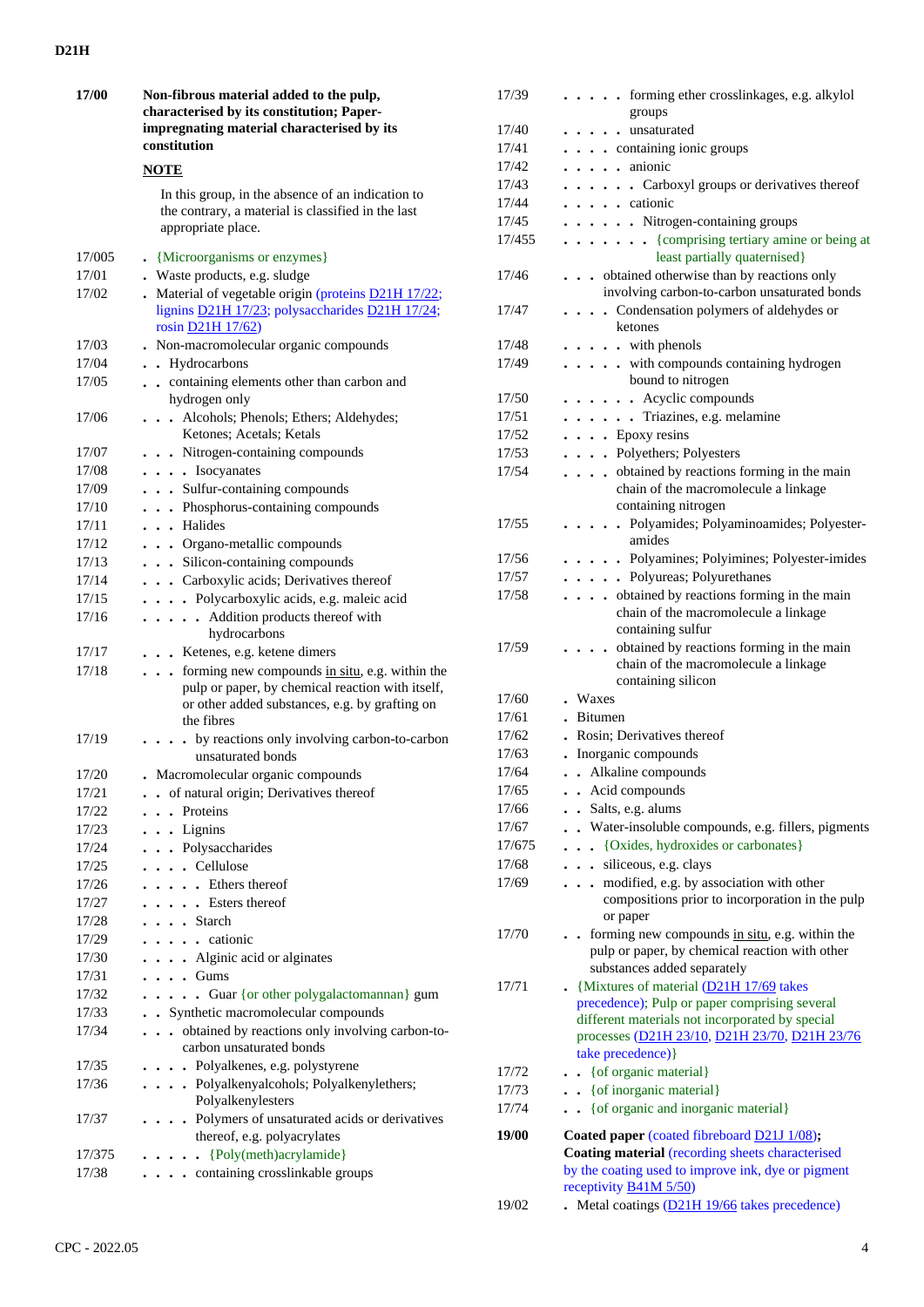| | |
|---|---|
| **17/00** | **Non-fibrous material added to the pulp, characterised by its constitution; Paper-impregnating material characterised by its constitution** |
| | **NOTE** |
| | In this group, in the absence of an indication to the contrary, a material is classified in the last appropriate place. |
| 17/005 | . {Microorganisms or enzymes} |
| 17/01 | . Waste products, e.g. sludge |
| 17/02 | . Material of vegetable origin (proteins D21H 17/22; lignins D21H 17/23; polysaccharides D21H 17/24; rosin D21H 17/62) |
| 17/03 | . Non-macromolecular organic compounds |
| 17/04 | . . Hydrocarbons |
| 17/05 | . . containing elements other than carbon and hydrogen only |
| 17/06 | . . . Alcohols; Phenols; Ethers; Aldehydes; Ketones; Acetals; Ketals |
| 17/07 | . . . Nitrogen-containing compounds |
| 17/08 | . . . . Isocyanates |
| 17/09 | . . . Sulfur-containing compounds |
| 17/10 | . . . Phosphorus-containing compounds |
| 17/11 | . . . Halides |
| 17/12 | . . . Organo-metallic compounds |
| 17/13 | . . . Silicon-containing compounds |
| 17/14 | . . . Carboxylic acids; Derivatives thereof |
| 17/15 | . . . . Polycarboxylic acids, e.g. maleic acid |
| 17/16 | . . . . . Addition products thereof with hydrocarbons |
| 17/17 | . . . Ketenes, e.g. ketene dimers |
| 17/18 | . . . forming new compounds in situ, e.g. within the pulp or paper, by chemical reaction with itself, or other added substances, e.g. by grafting on the fibres |
| 17/19 | . . . . by reactions only involving carbon-to-carbon unsaturated bonds |
| 17/20 | . Macromolecular organic compounds |
| 17/21 | . . of natural origin; Derivatives thereof |
| 17/22 | . . . Proteins |
| 17/23 | . . . Lignins |
| 17/24 | . . . Polysaccharides |
| 17/25 | . . . . Cellulose |
| 17/26 | . . . . . Ethers thereof |
| 17/27 | . . . . . Esters thereof |
| 17/28 | . . . . Starch |
| 17/29 | . . . . . cationic |
| 17/30 | . . . . Alginic acid or alginates |
| 17/31 | . . . . Gums |
| 17/32 | . . . . . Guar {or other polygalactomannan} gum |
| 17/33 | . . Synthetic macromolecular compounds |
| 17/34 | . . . obtained by reactions only involving carbon-to-carbon unsaturated bonds |
| 17/35 | . . . . Polyalkenes, e.g. polystyrene |
| 17/36 | . . . . Polyalkenyalcohols; Polyalkenylethers; Polyalkenylesters |
| 17/37 | . . . . Polymers of unsaturated acids or derivatives thereof, e.g. polyacrylates |
| 17/375 | . . . . . {Poly(meth)acrylamide} |
| 17/38 | . . . . containing crosslinkable groups |
| 17/39 | . . . . . forming ether crosslinkages, e.g. alkylol groups |
| 17/40 | . . . . . unsaturated |
| 17/41 | . . . . containing ionic groups |
| 17/42 | . . . . . anionic |
| 17/43 | . . . . . . Carboxyl groups or derivatives thereof |
| 17/44 | . . . . . cationic |
| 17/45 | . . . . . . Nitrogen-containing groups |
| 17/455 | . . . . . . . {comprising tertiary amine or being at least partially quaternised} |
| 17/46 | . . . obtained otherwise than by reactions only involving carbon-to-carbon unsaturated bonds |
| 17/47 | . . . . Condensation polymers of aldehydes or ketones |
| 17/48 | . . . . . with phenols |
| 17/49 | . . . . . with compounds containing hydrogen bound to nitrogen |
| 17/50 | . . . . . . Acyclic compounds |
| 17/51 | . . . . . . Triazines, e.g. melamine |
| 17/52 | . . . . Epoxy resins |
| 17/53 | . . . . Polyethers; Polyesters |
| 17/54 | . . . . obtained by reactions forming in the main chain of the macromolecule a linkage containing nitrogen |
| 17/55 | . . . . . Polyamides; Polyaminoamides; Polyester-amides |
| 17/56 | . . . . . Polyamines; Polyimines; Polyester-imides |
| 17/57 | . . . . . Polyureas; Polyurethanes |
| 17/58 | . . . . obtained by reactions forming in the main chain of the macromolecule a linkage containing sulfur |
| 17/59 | . . . . obtained by reactions forming in the main chain of the macromolecule a linkage containing silicon |
| 17/60 | . Waxes |
| 17/61 | . Bitumen |
| 17/62 | . Rosin; Derivatives thereof |
| 17/63 | . Inorganic compounds |
| 17/64 | . . Alkaline compounds |
| 17/65 | . . Acid compounds |
| 17/66 | . . Salts, e.g. alums |
| 17/67 | . . Water-insoluble compounds, e.g. fillers, pigments |
| 17/675 | . . . {Oxides, hydroxides or carbonates} |
| 17/68 | . . . siliceous, e.g. clays |
| 17/69 | . . . modified, e.g. by association with other compositions prior to incorporation in the pulp or paper |
| 17/70 | . . forming new compounds in situ, e.g. within the pulp or paper, by chemical reaction with other substances added separately |
| 17/71 | . {Mixtures of material (D21H 17/69 takes precedence); Pulp or paper comprising several different materials not incorporated by special processes (D21H 23/10, D21H 23/70, D21H 23/76 take precedence)} |
| 17/72 | . . {of organic material} |
| 17/73 | . . {of inorganic material} |
| 17/74 | . . {of organic and inorganic material} |
| **19/00** | **Coated paper** (coated fibreboard D21J 1/08)**; Coating material** (recording sheets characterised by the coating used to improve ink, dye or pigment receptivity B41M 5/50) |
| 19/02 | . Metal coatings (D21H 19/66 takes precedence) |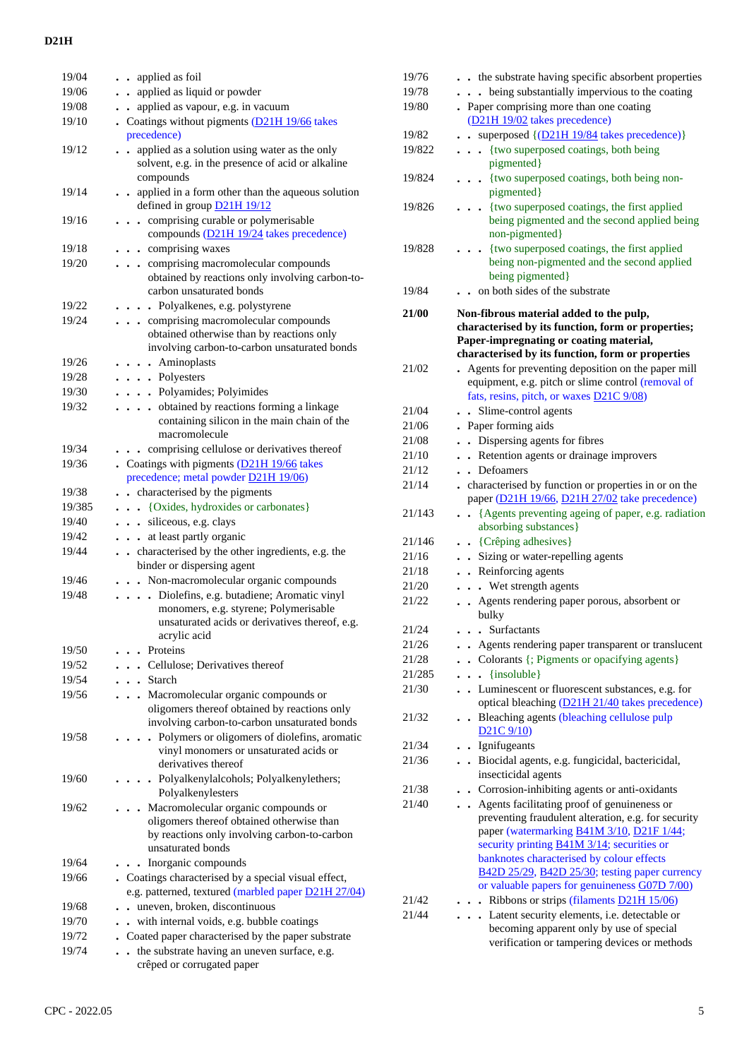| | |
|---|---|
| 19/04 | . . applied as foil |
| 19/06 | . . applied as liquid or powder |
| 19/08 | . . applied as vapour, e.g. in vacuum |
| 19/10 | . Coatings without pigments (D21H 19/66 takes precedence) |
| 19/12 | . . applied as a solution using water as the only solvent, e.g. in the presence of acid or alkaline compounds |
| 19/14 | . . applied in a form other than the aqueous solution defined in group D21H 19/12 |
| 19/16 | . . . comprising curable or polymerisable compounds (D21H 19/24 takes precedence) |
| 19/18 | . . . comprising waxes |
| 19/20 | . . . comprising macromolecular compounds obtained by reactions only involving carbon-to-carbon unsaturated bonds |
| 19/22 | . . . . Polyalkenes, e.g. polystyrene |
| 19/24 | . . . comprising macromolecular compounds obtained otherwise than by reactions only involving carbon-to-carbon unsaturated bonds |
| 19/26 | . . . . Aminoplasts |
| 19/28 | . . . . Polyesters |
| 19/30 | . . . . Polyamides; Polyimides |
| 19/32 | . . . . obtained by reactions forming a linkage containing silicon in the main chain of the macromolecule |
| 19/34 | . . . comprising cellulose or derivatives thereof |
| 19/36 | . Coatings with pigments (D21H 19/66 takes precedence; metal powder D21H 19/06) |
| 19/38 | . . characterised by the pigments |
| 19/385 | . . . {Oxides, hydroxides or carbonates} |
| 19/40 | . . . siliceous, e.g. clays |
| 19/42 | . . . at least partly organic |
| 19/44 | . . characterised by the other ingredients, e.g. the binder or dispersing agent |
| 19/46 | . . . Non-macromolecular organic compounds |
| 19/48 | . . . . Diolefins, e.g. butadiene; Aromatic vinyl monomers, e.g. styrene; Polymerisable unsaturated acids or derivatives thereof, e.g. acrylic acid |
| 19/50 | . . . Proteins |
| 19/52 | . . . Cellulose; Derivatives thereof |
| 19/54 | . . . Starch |
| 19/56 | . . . Macromolecular organic compounds or oligomers thereof obtained by reactions only involving carbon-to-carbon unsaturated bonds |
| 19/58 | . . . . Polymers or oligomers of diolefins, aromatic vinyl monomers or unsaturated acids or derivatives thereof |
| 19/60 | . . . . Polyalkenylalcohols; Polyalkenylethers; Polyalkenylesters |
| 19/62 | . . . Macromolecular organic compounds or oligomers thereof obtained otherwise than by reactions only involving carbon-to-carbon unsaturated bonds |
| 19/64 | . . . Inorganic compounds |
| 19/66 | . Coatings characterised by a special visual effect, e.g. patterned, textured (marbled paper D21H 27/04) |
| 19/68 | . . uneven, broken, discontinuous |
| 19/70 | . . with internal voids, e.g. bubble coatings |
| 19/72 | . Coated paper characterised by the paper substrate |
| 19/74 | . . the substrate having an uneven surface, e.g. crêped or corrugated paper |
| 19/76 | . . the substrate having specific absorbent properties |
| 19/78 | . . . being substantially impervious to the coating |
| 19/80 | . Paper comprising more than one coating (D21H 19/02 takes precedence) |
| 19/82 | . . superposed {(D21H 19/84 takes precedence)} |
| 19/822 | . . . {two superposed coatings, both being pigmented} |
| 19/824 | . . . {two superposed coatings, both being non-pigmented} |
| 19/826 | . . . {two superposed coatings, the first applied being pigmented and the second applied being non-pigmented} |
| 19/828 | . . . {two superposed coatings, the first applied being non-pigmented and the second applied being pigmented} |
| 19/84 | . . on both sides of the substrate |
| **21/00** | **Non-fibrous material added to the pulp, characterised by its function, form or properties; Paper-impregnating or coating material, characterised by its function, form or properties** |
| 21/02 | . Agents for preventing deposition on the paper mill equipment, e.g. pitch or slime control (removal of fats, resins, pitch, or waxes D21C 9/08) |
| 21/04 | . . Slime-control agents |
| 21/06 | . Paper forming aids |
| 21/08 | . . Dispersing agents for fibres |
| 21/10 | . . Retention agents or drainage improvers |
| 21/12 | . . Defoamers |
| 21/14 | . characterised by function or properties in or on the paper (D21H 19/66, D21H 27/02 take precedence) |
| 21/143 | . . {Agents preventing ageing of paper, e.g. radiation absorbing substances} |
| 21/146 | . . {Crêping adhesives} |
| 21/16 | . . Sizing or water-repelling agents |
| 21/18 | . . Reinforcing agents |
| 21/20 | . . . Wet strength agents |
| 21/22 | . . Agents rendering paper porous, absorbent or bulky |
| 21/24 | . . . Surfactants |
| 21/26 | . . Agents rendering paper transparent or translucent |
| 21/28 | . . Colorants {; Pigments or opacifying agents} |
| 21/285 | . . . {insoluble} |
| 21/30 | . . Luminescent or fluorescent substances, e.g. for optical bleaching (D21H 21/40 takes precedence) |
| 21/32 | . . Bleaching agents (bleaching cellulose pulp D21C 9/10) |
| 21/34 | . . Ignifugeants |
| 21/36 | . . Biocidal agents, e.g. fungicidal, bactericidal, insecticidal agents |
| 21/38 | . . Corrosion-inhibiting agents or anti-oxidants |
| 21/40 | . . Agents facilitating proof of genuineness or preventing fraudulent alteration, e.g. for security paper (watermarking B41M 3/10, D21F 1/44; security printing B41M 3/14; securities or banknotes characterised by colour effects B42D 25/29, B42D 25/30; testing paper currency or valuable papers for genuineness G07D 7/00) |
| 21/42 | . . . Ribbons or strips (filaments D21H 15/06) |
| 21/44 | . . . Latent security elements, i.e. detectable or becoming apparent only by use of special verification or tampering devices or methods |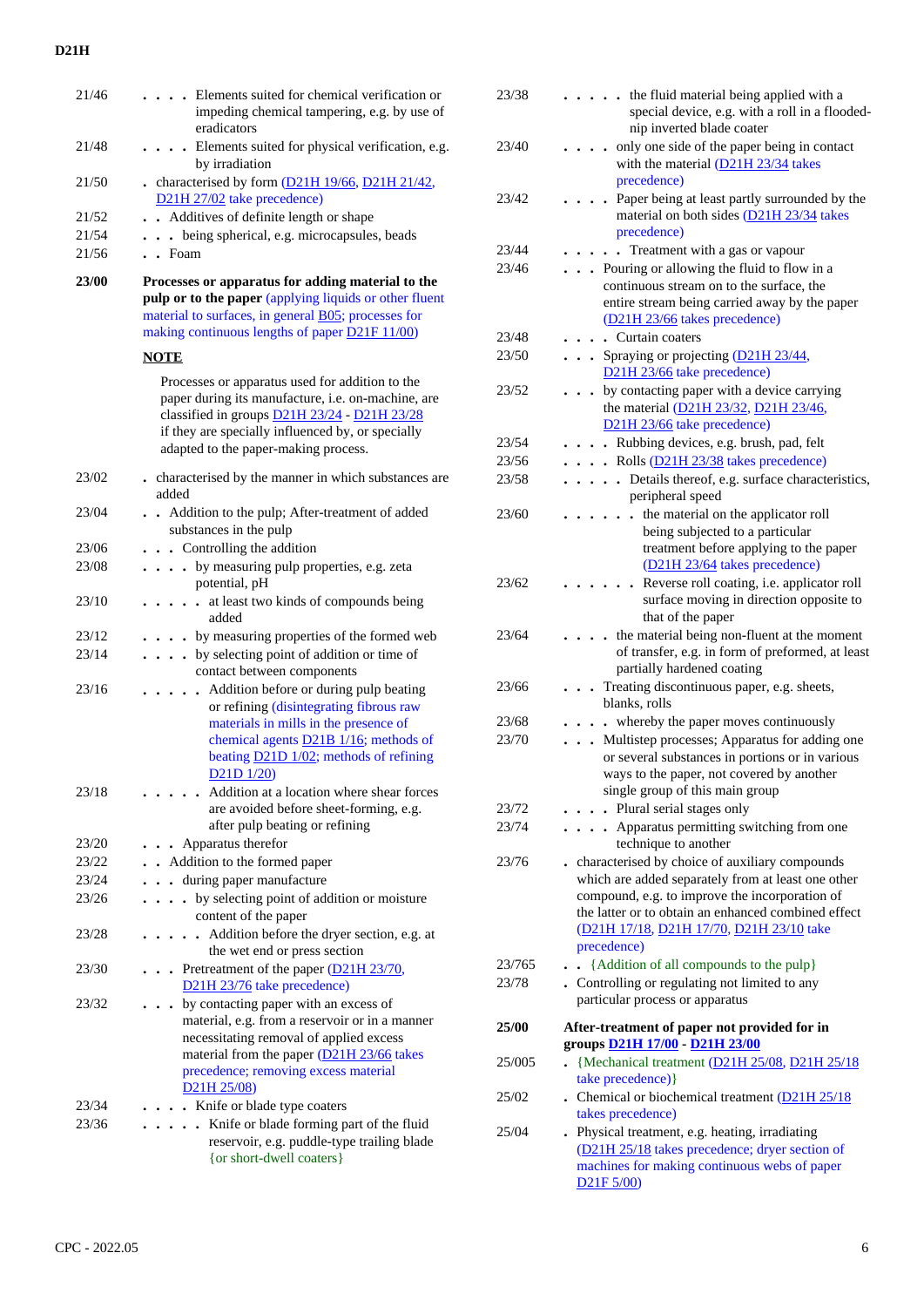21/46 . . . . Elements suited for chemical verification or impeding chemical tampering, e.g. by use of eradicators

21/48 . . . . Elements suited for physical verification, e.g. by irradiation

21/50 . characterised by form (D21H 19/66, D21H 21/42, D21H 27/02 take precedence)

21/52 . . Additives of definite length or shape

21/54 . . . being spherical, e.g. microcapsules, beads

21/56 . . Foam

**23/00 Processes or apparatus for adding material to the pulp or to the paper** (applying liquids or other fluent material to surfaces, in general B05; processes for making continuous lengths of paper D21F 11/00)

**NOTE**

Processes or apparatus used for addition to the paper during its manufacture, i.e. on-machine, are classified in groups D21H 23/24 - D21H 23/28 if they are specially influenced by, or specially adapted to the paper-making process.

23/02 . characterised by the manner in which substances are added

23/04 . . Addition to the pulp; After-treatment of added substances in the pulp

23/06 . . . Controlling the addition

23/08 . . . . by measuring pulp properties, e.g. zeta potential, pH

23/10 . . . . . at least two kinds of compounds being added

23/12 . . . . by measuring properties of the formed web

23/14 . . . . by selecting point of addition or time of contact between components

23/16 . . . . . Addition before or during pulp beating or refining (disintegrating fibrous raw materials in mills in the presence of chemical agents D21B 1/16; methods of beating D21D 1/02; methods of refining D21D 1/20)

23/18 . . . . . Addition at a location where shear forces are avoided before sheet-forming, e.g. after pulp beating or refining

23/20 . . . Apparatus therefor

23/22 . . Addition to the formed paper

23/24 . . . during paper manufacture

23/26 . . . . by selecting point of addition or moisture content of the paper

23/28 . . . . . Addition before the dryer section, e.g. at the wet end or press section

23/30 . . . Pretreatment of the paper (D21H 23/70, D21H 23/76 take precedence)

23/32 . . . by contacting paper with an excess of material, e.g. from a reservoir or in a manner necessitating removal of applied excess material from the paper (D21H 23/66 takes precedence; removing excess material D21H 25/08)

23/34 . . . . Knife or blade type coaters

23/36 . . . . . Knife or blade forming part of the fluid reservoir, e.g. puddle-type trailing blade {or short-dwell coaters}

23/38 . . . . . the fluid material being applied with a special device, e.g. with a roll in a flooded-nip inverted blade coater

23/40 . . . . only one side of the paper being in contact with the material (D21H 23/34 takes precedence)

23/42 . . . . Paper being at least partly surrounded by the material on both sides (D21H 23/34 takes precedence)

23/44 . . . . . Treatment with a gas or vapour

23/46 . . . Pouring or allowing the fluid to flow in a continuous stream on to the surface, the entire stream being carried away by the paper (D21H 23/66 takes precedence)

23/48 . . . . Curtain coaters

23/50 . . . Spraying or projecting (D21H 23/44, D21H 23/66 take precedence)

23/52 . . . by contacting paper with a device carrying the material (D21H 23/32, D21H 23/46, D21H 23/66 take precedence)

23/54 . . . . Rubbing devices, e.g. brush, pad, felt

23/56 . . . . Rolls (D21H 23/38 takes precedence)

23/58 . . . . . Details thereof, e.g. surface characteristics, peripheral speed

23/60 . . . . . . the material on the applicator roll being subjected to a particular treatment before applying to the paper (D21H 23/64 takes precedence)

23/62 . . . . . . Reverse roll coating, i.e. applicator roll surface moving in direction opposite to that of the paper

23/64 . . . . the material being non-fluent at the moment of transfer, e.g. in form of preformed, at least partially hardened coating

23/66 . . . Treating discontinuous paper, e.g. sheets, blanks, rolls

23/68 . . . . whereby the paper moves continuously

23/70 . . . Multistep processes; Apparatus for adding one or several substances in portions or in various ways to the paper, not covered by another single group of this main group

23/72 . . . . Plural serial stages only

23/74 . . . . Apparatus permitting switching from one technique to another

23/76 . characterised by choice of auxiliary compounds which are added separately from at least one other compound, e.g. to improve the incorporation of the latter or to obtain an enhanced combined effect (D21H 17/18, D21H 17/70, D21H 23/10 take precedence)

23/765 . . {Addition of all compounds to the pulp}

23/78 . Controlling or regulating not limited to any particular process or apparatus

**25/00 After-treatment of paper not provided for in groups D21H 17/00 - D21H 23/00**

25/005 . {Mechanical treatment (D21H 25/08, D21H 25/18 take precedence)}

25/02 . Chemical or biochemical treatment (D21H 25/18 takes precedence)

25/04 . Physical treatment, e.g. heating, irradiating (D21H 25/18 takes precedence; dryer section of machines for making continuous webs of paper D21F 5/00)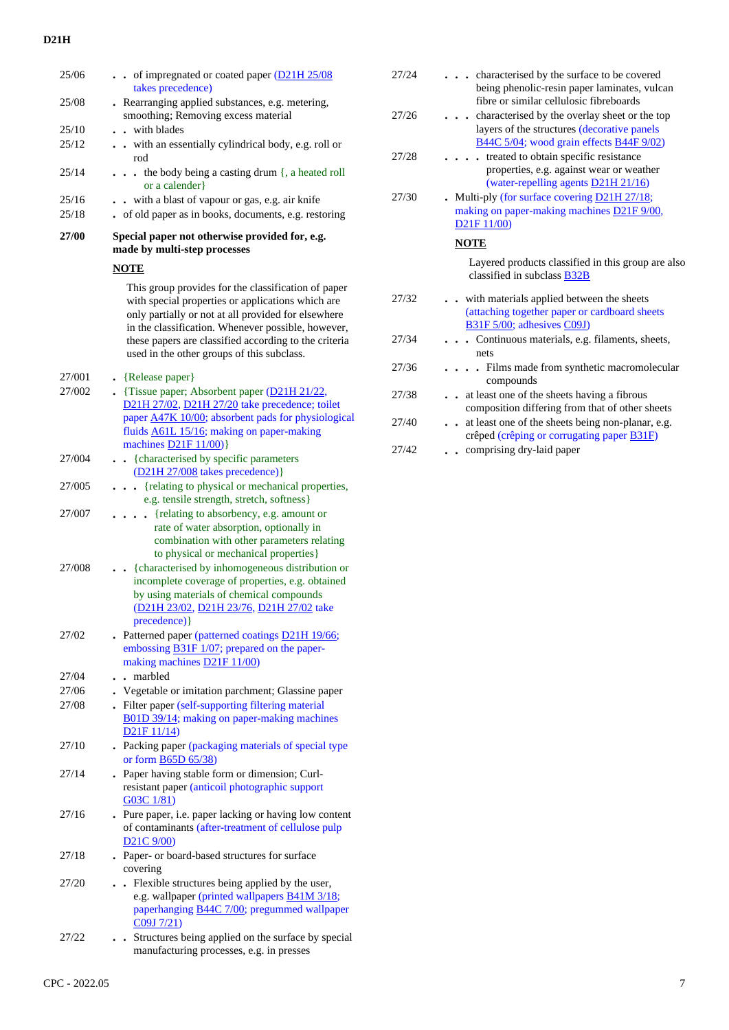| | | |
|---|---|---|
| 25/06 | . . of impregnated or coated paper (D21H 25/08 takes precedence) | |
| 25/08 | . Rearranging applied substances, e.g. metering, smoothing; Removing excess material | |
| 25/10 | . . with blades | |
| 25/12 | . . with an essentially cylindrical body, e.g. roll or rod | |
| 25/14 | . . . the body being a casting drum {, a heated roll or a calender} | |
| 25/16 | . . with a blast of vapour or gas, e.g. air knife | |
| 25/18 | . of old paper as in books, documents, e.g. restoring | |
| **27/00** | **Special paper not otherwise provided for, e.g. made by multi-step processes** | |

**NOTE**

This group provides for the classification of paper with special properties or applications which are only partially or not at all provided for elsewhere in the classification. Whenever possible, however, these papers are classified according to the criteria used in the other groups of this subclass.

| | |
|---|---|
| 27/001 | . {Release paper} |
| 27/002 | . {Tissue paper; Absorbent paper (D21H 21/22, D21H 27/02, D21H 27/20 take precedence; toilet paper A47K 10/00; absorbent pads for physiological fluids A61L 15/16; making on paper-making machines D21F 11/00)} |
| 27/004 | . . {characterised by specific parameters (D21H 27/008 takes precedence)} |
| 27/005 | . . . {relating to physical or mechanical properties, e.g. tensile strength, stretch, softness} |
| 27/007 | . . . . {relating to absorbency, e.g. amount or rate of water absorption, optionally in combination with other parameters relating to physical or mechanical properties} |
| 27/008 | . . {characterised by inhomogeneous distribution or incomplete coverage of properties, e.g. obtained by using materials of chemical compounds (D21H 23/02, D21H 23/76, D21H 27/02 take precedence)} |
| 27/02 | . Patterned paper (patterned coatings D21H 19/66; embossing B31F 1/07; prepared on the paper-making machines D21F 11/00) |
| 27/04 | . . marbled |
| 27/06 | . Vegetable or imitation parchment; Glassine paper |
| 27/08 | . Filter paper (self-supporting filtering material B01D 39/14; making on paper-making machines D21F 11/14) |
| 27/10 | . Packing paper (packaging materials of special type or form B65D 65/38) |
| 27/14 | . Paper having stable form or dimension; Curl-resistant paper (anticoil photographic support G03C 1/81) |
| 27/16 | . Pure paper, i.e. paper lacking or having low content of contaminants (after-treatment of cellulose pulp D21C 9/00) |
| 27/18 | . Paper- or board-based structures for surface covering |
| 27/20 | . . Flexible structures being applied by the user, e.g. wallpaper (printed wallpapers B41M 3/18; paperhanging B44C 7/00; pregummed wallpaper C09J 7/21) |
| 27/22 | . . Structures being applied on the surface by special manufacturing processes, e.g. in presses |
| 27/24 | . . . characterised by the surface to be covered being phenolic-resin paper laminates, vulcan fibre or similar cellulosic fibreboards |
| 27/26 | . . . characterised by the overlay sheet or the top layers of the structures (decorative panels B44C 5/04; wood grain effects B44F 9/02) |
| 27/28 | . . . . treated to obtain specific resistance properties, e.g. against wear or weather (water-repelling agents D21H 21/16) |
| 27/30 | . Multi-ply (for surface covering D21H 27/18; making on paper-making machines D21F 9/00, D21F 11/00) |

**NOTE**

Layered products classified in this group are also classified in subclass B32B

| | |
|---|---|
| 27/32 | . . with materials applied between the sheets (attaching together paper or cardboard sheets B31F 5/00; adhesives C09J) |
| 27/34 | . . . Continuous materials, e.g. filaments, sheets, nets |
| 27/36 | . . . . Films made from synthetic macromolecular compounds |
| 27/38 | . . at least one of the sheets having a fibrous composition differing from that of other sheets |
| 27/40 | . . at least one of the sheets being non-planar, e.g. crêped (crêping or corrugating paper B31F) |
| 27/42 | . . comprising dry-laid paper |